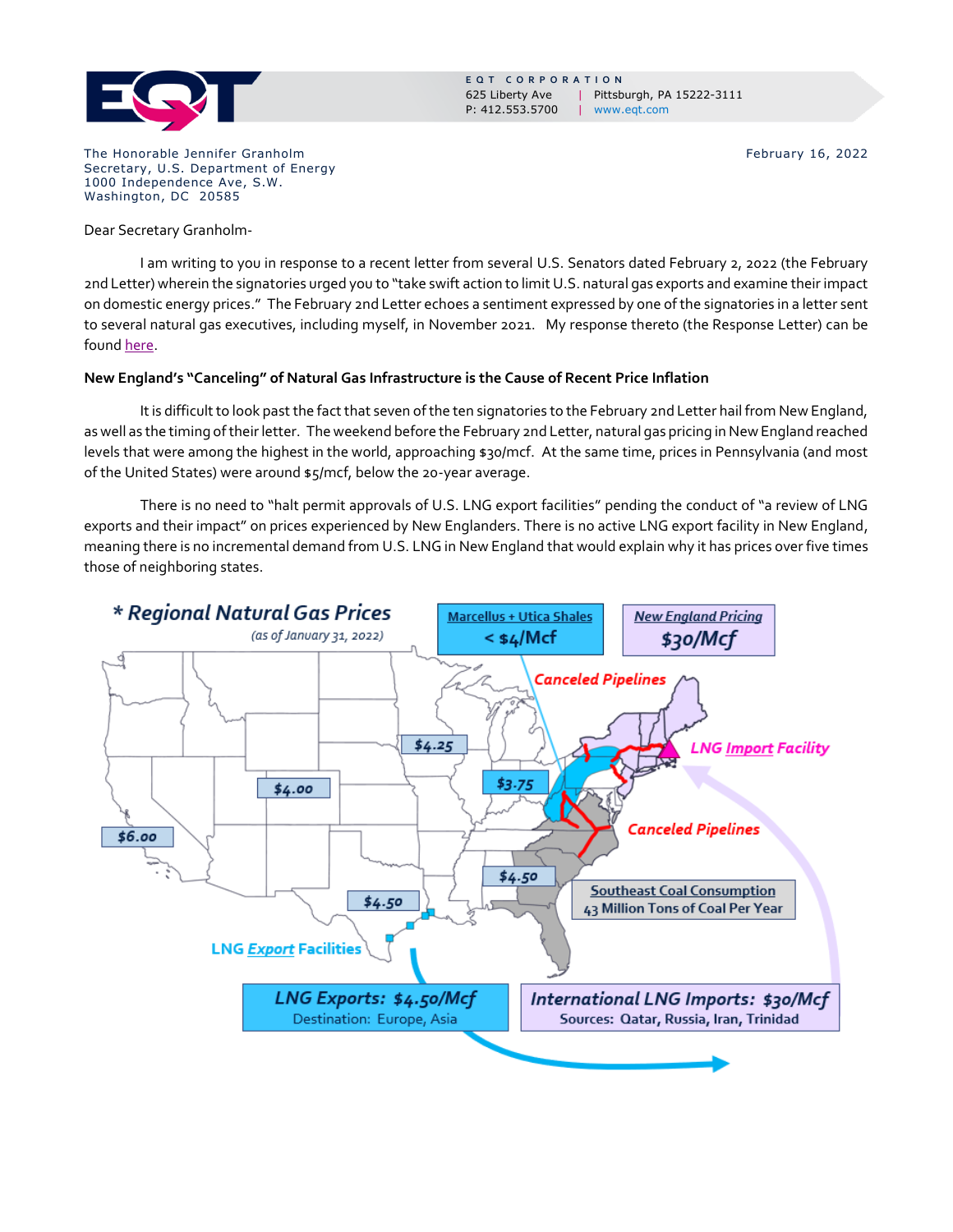EQT CORPORATION
625 Liberty Ave | Pittsburgh, PA 15222-3111
P: 412.553.5700 | www.eqt.com

The Honorable Jennifer Granholm
Secretary, U.S. Department of Energy
1000 Independence Ave, S.W.
Washington, DC 20585

February 16, 2022

Dear Secretary Granholm-

I am writing to you in response to a recent letter from several U.S. Senators dated February 2, 2022 (the February 2nd Letter) wherein the signatories urged you to "take swift action to limit U.S. natural gas exports and examine their impact on domestic energy prices." The February 2nd Letter echoes a sentiment expressed by one of the signatories in a letter sent to several natural gas executives, including myself, in November 2021. My response thereto (the Response Letter) can be found here.

**New England's "Canceling" of Natural Gas Infrastructure is the Cause of Recent Price Inflation**

It is difficult to look past the fact that seven of the ten signatories to the February 2nd Letter hail from New England, as well as the timing of their letter. The weekend before the February 2nd Letter, natural gas pricing in New England reached levels that were among the highest in the world, approaching $30/mcf. At the same time, prices in Pennsylvania (and most of the United States) were around $5/mcf, below the 20-year average.

There is no need to "halt permit approvals of U.S. LNG export facilities" pending the conduct of "a review of LNG exports and their impact" on prices experienced by New Englanders. There is no active LNG export facility in New England, meaning there is no incremental demand from U.S. LNG in New England that would explain why it has prices over five times those of neighboring states.

***Regional Natural Gas Prices***
*(as of January 31, 2022)*

- Marcellus + Utica Shales: < $4/Mcf
- New England Pricing: $30/Mcf
- Canceled Pipelines
- LNG *Import* Facility
- Southeast Coal Consumption: 43 Million Tons of Coal Per Year
- LNG *Export* Facilities
- LNG Exports: $4.50/Mcf — Destination: Europe, Asia
- International LNG Imports: $30/Mcf — Sources: Qatar, Russia, Iran, Trinidad
- Regional prices: $6.00, $4.00, $4.25, $3.75, $4.50, $4.50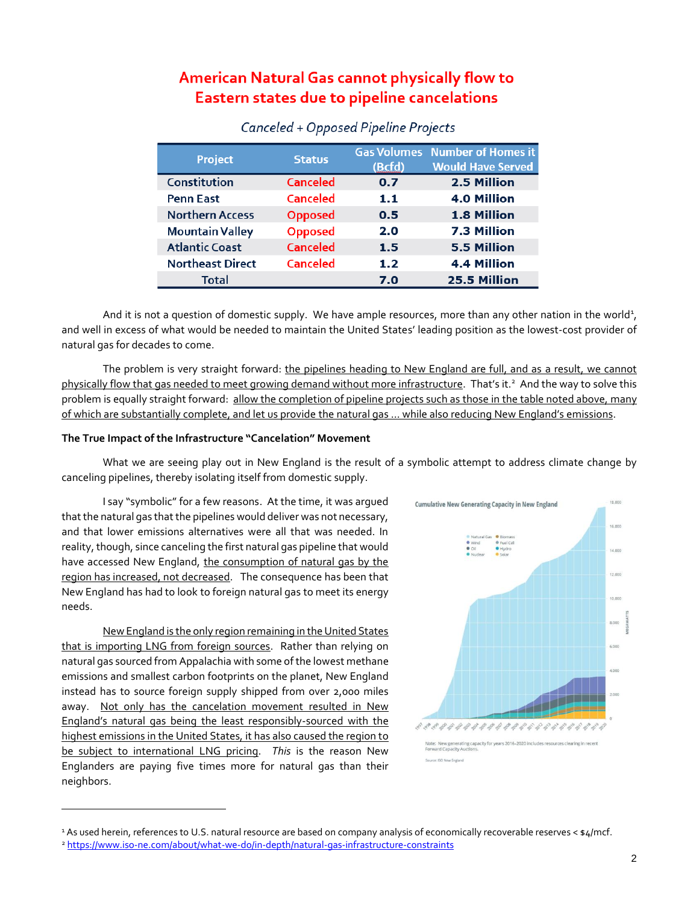# American Natural Gas cannot physically flow to Eastern states due to pipeline cancelations

*Canceled + Opposed Pipeline Projects*

| Project | Status | Gas Volumes (Bcfd) | Number of Homes it Would Have Served |
|---|---|---|---|
| Constitution | Canceled | 0.7 | 2.5 Million |
| Penn East | Canceled | 1.1 | 4.0 Million |
| Northern Access | Opposed | 0.5 | 1.8 Million |
| Mountain Valley | Opposed | 2.0 | 7.3 Million |
| Atlantic Coast | Canceled | 1.5 | 5.5 Million |
| Northeast Direct | Canceled | 1.2 | 4.4 Million |
| Total | | 7.0 | 25.5 Million |

And it is not a question of domestic supply. We have ample resources, more than any other nation in the world[1], and well in excess of what would be needed to maintain the United States' leading position as the lowest-cost provider of natural gas for decades to come.

The problem is very straight forward: <u>the pipelines heading to New England are full, and as a result, we cannot physically flow that gas needed to meet growing demand without more infrastructure</u>. That's it.[2] And the way to solve this problem is equally straight forward: <u>allow the completion of pipeline projects such as those in the table noted above, many of which are substantially complete, and let us provide the natural gas … while also reducing New England's emissions</u>.

**The True Impact of the Infrastructure "Cancelation" Movement**

What we are seeing play out in New England is the result of a symbolic attempt to address climate change by canceling pipelines, thereby isolating itself from domestic supply.

I say "symbolic" for a few reasons. At the time, it was argued that the natural gas that the pipelines would deliver was not necessary, and that lower emissions alternatives were all that was needed. In reality, though, since canceling the first natural gas pipeline that would have accessed New England, <u>the consumption of natural gas by the region has increased, not decreased</u>. The consequence has been that New England has had to look to foreign natural gas to meet its energy needs.

<u>New England is the only region remaining in the United States that is importing LNG from foreign sources</u>. Rather than relying on natural gas sourced from Appalachia with some of the lowest methane emissions and smallest carbon footprints on the planet, New England instead has to source foreign supply shipped from over 2,000 miles away. <u>Not only has the cancelation movement resulted in New England's natural gas being the least responsibly-sourced with the highest emissions in the United States, it has also caused the region to be subject to international LNG pricing</u>. *This* is the reason New Englanders are paying five times more for natural gas than their neighbors.

Cumulative New Generating Capacity in New England

Note: New generating capacity for years 2016–2020 includes resources clearing in recent Forward Capacity Auctions.

Source: ISO New England

---

[1] As used herein, references to U.S. natural resource are based on company analysis of economically recoverable reserves < $4/mcf.

[2] https://www.iso-ne.com/about/what-we-do/in-depth/natural-gas-infrastructure-constraints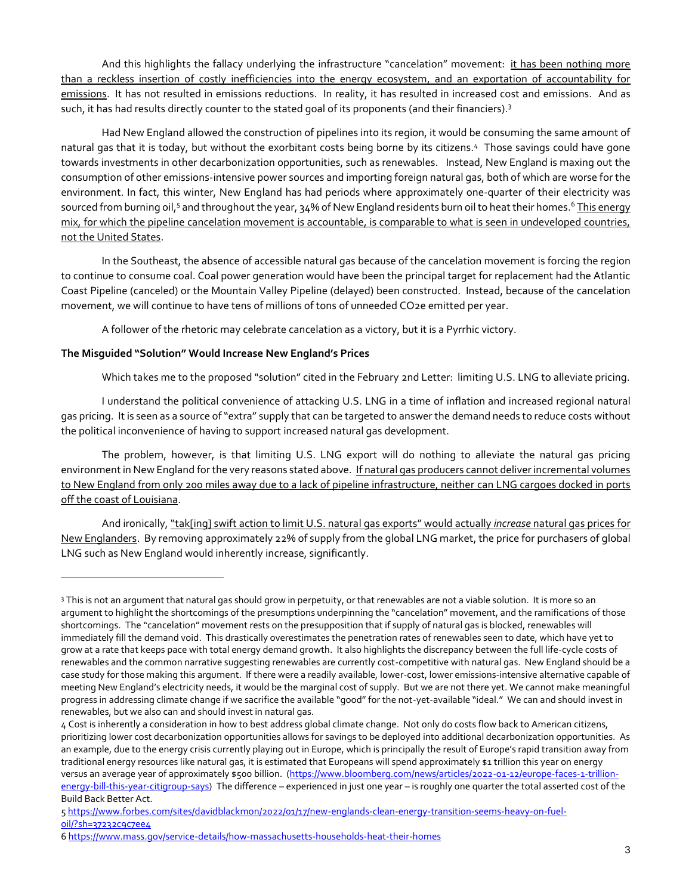And this highlights the fallacy underlying the infrastructure "cancelation" movement: <u>it has been nothing more than a reckless insertion of costly inefficiencies into the energy ecosystem, and an exportation of accountability for emissions</u>. It has not resulted in emissions reductions. In reality, it has resulted in increased cost and emissions. And as such, it has had results directly counter to the stated goal of its proponents (and their financiers).[3]

Had New England allowed the construction of pipelines into its region, it would be consuming the same amount of natural gas that it is today, but without the exorbitant costs being borne by its citizens.[4] Those savings could have gone towards investments in other decarbonization opportunities, such as renewables. Instead, New England is maxing out the consumption of other emissions-intensive power sources and importing foreign natural gas, both of which are worse for the environment. In fact, this winter, New England has had periods where approximately one-quarter of their electricity was sourced from burning oil,[5] and throughout the year, 34% of New England residents burn oil to heat their homes.[6] <u>This energy mix, for which the pipeline cancelation movement is accountable, is comparable to what is seen in undeveloped countries, not the United States</u>.

In the Southeast, the absence of accessible natural gas because of the cancelation movement is forcing the region to continue to consume coal. Coal power generation would have been the principal target for replacement had the Atlantic Coast Pipeline (canceled) or the Mountain Valley Pipeline (delayed) been constructed. Instead, because of the cancelation movement, we will continue to have tens of millions of tons of unneeded CO2e emitted per year.

A follower of the rhetoric may celebrate cancelation as a victory, but it is a Pyrrhic victory.

**The Misguided "Solution" Would Increase New England's Prices**

Which takes me to the proposed "solution" cited in the February 2nd Letter: limiting U.S. LNG to alleviate pricing.

I understand the political convenience of attacking U.S. LNG in a time of inflation and increased regional natural gas pricing. It is seen as a source of "extra" supply that can be targeted to answer the demand needs to reduce costs without the political inconvenience of having to support increased natural gas development.

The problem, however, is that limiting U.S. LNG export will do nothing to alleviate the natural gas pricing environment in New England for the very reasons stated above. <u>If natural gas producers cannot deliver incremental volumes to New England from only 200 miles away due to a lack of pipeline infrastructure, neither can LNG cargoes docked in ports off the coast of Louisiana</u>.

And ironically, <u>"tak[ing] swift action to limit U.S. natural gas exports" would actually *increase* natural gas prices for New Englanders</u>. By removing approximately 22% of supply from the global LNG market, the price for purchasers of global LNG such as New England would inherently increase, significantly.

---

[3] This is not an argument that natural gas should grow in perpetuity, or that renewables are not a viable solution. It is more so an argument to highlight the shortcomings of the presumptions underpinning the "cancelation" movement, and the ramifications of those shortcomings. The "cancelation" movement rests on the presupposition that if supply of natural gas is blocked, renewables will immediately fill the demand void. This drastically overestimates the penetration rates of renewables seen to date, which have yet to grow at a rate that keeps pace with total energy demand growth. It also highlights the discrepancy between the full life-cycle costs of renewables and the common narrative suggesting renewables are currently cost-competitive with natural gas. New England should be a case study for those making this argument. If there were a readily available, lower-cost, lower emissions-intensive alternative capable of meeting New England's electricity needs, it would be the marginal cost of supply. But we are not there yet. We cannot make meaningful progress in addressing climate change if we sacrifice the available "good" for the not-yet-available "ideal." We can and should invest in renewables, but we also can and should invest in natural gas.

[4] Cost is inherently a consideration in how to best address global climate change. Not only do costs flow back to American citizens, prioritizing lower cost decarbonization opportunities allows for savings to be deployed into additional decarbonization opportunities. As an example, due to the energy crisis currently playing out in Europe, which is principally the result of Europe's rapid transition away from traditional energy resources like natural gas, it is estimated that Europeans will spend approximately $1 trillion this year on energy versus an average year of approximately $500 billion. (https://www.bloomberg.com/news/articles/2022-01-12/europe-faces-1-trillion-energy-bill-this-year-citigroup-says) The difference – experienced in just one year – is roughly one quarter the total asserted cost of the Build Back Better Act.

[5] https://www.forbes.com/sites/davidblackmon/2022/01/17/new-englands-clean-energy-transition-seems-heavy-on-fuel-oil/?sh=37232c9c7ee4

[6] https://www.mass.gov/service-details/how-massachusetts-households-heat-their-homes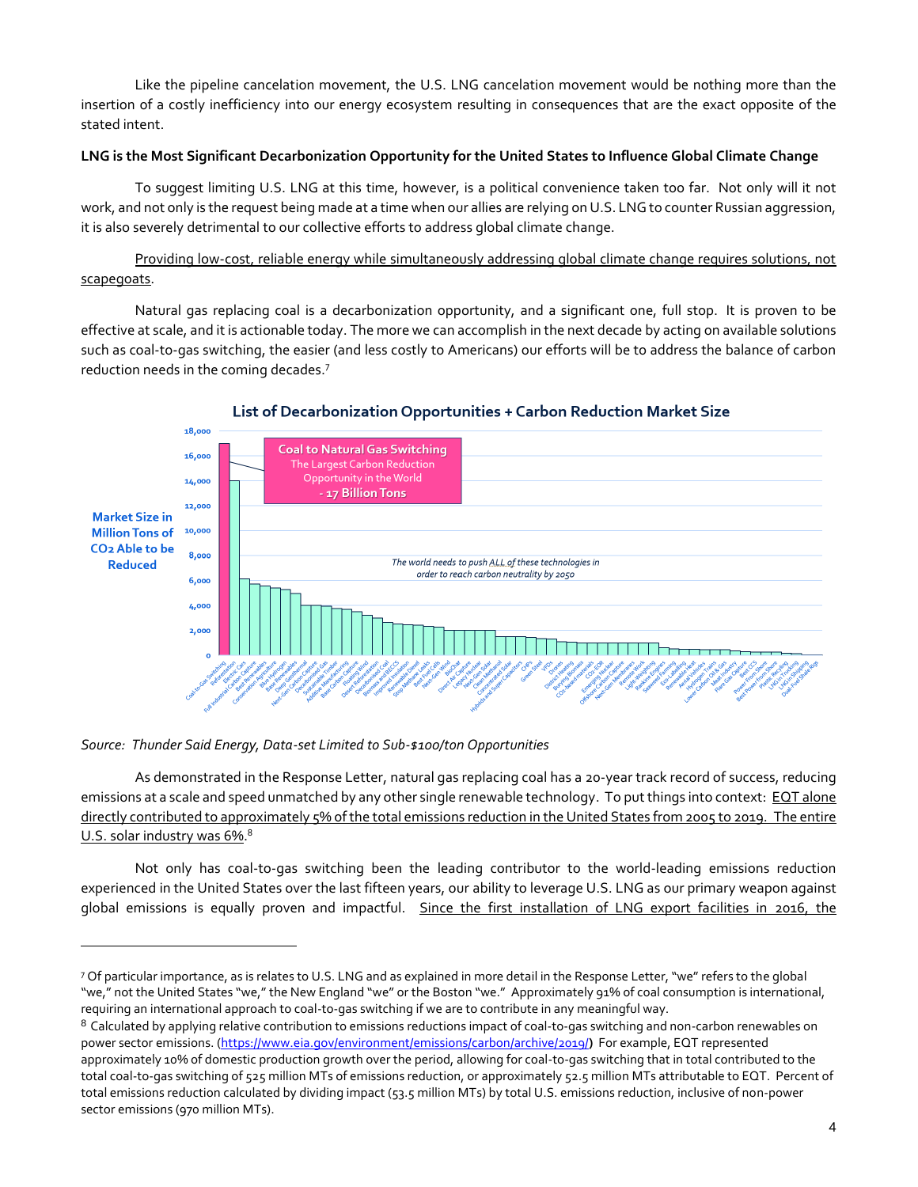Like the pipeline cancelation movement, the U.S. LNG cancelation movement would be nothing more than the insertion of a costly inefficiency into our energy ecosystem resulting in consequences that are the exact opposite of the stated intent.

**LNG is the Most Significant Decarbonization Opportunity for the United States to Influence Global Climate Change**

To suggest limiting U.S. LNG at this time, however, is a political convenience taken too far. Not only will it not work, and not only is the request being made at a time when our allies are relying on U.S. LNG to counter Russian aggression, it is also severely detrimental to our collective efforts to address global climate change.

Providing low-cost, reliable energy while simultaneously addressing global climate change requires solutions, not scapegoats.

Natural gas replacing coal is a decarbonization opportunity, and a significant one, full stop. It is proven to be effective at scale, and it is actionable today. The more we can accomplish in the next decade by acting on available solutions such as coal-to-gas switching, the easier (and less costly to Americans) our efforts will be to address the balance of carbon reduction needs in the coming decades.[7]

**List of Decarbonization Opportunities + Carbon Reduction Market Size**

Market Size in Million Tons of $CO_2$ Able to be Reduced

Coal to Natural Gas Switching — The Largest Carbon Reduction Opportunity in the World - 17 Billion Tons

*The world needs to push ALL of these technologies in order to reach carbon neutrality by 2050*

*Source: Thunder Said Energy, Data-set Limited to Sub-$100/ton Opportunities*

As demonstrated in the Response Letter, natural gas replacing coal has a 20-year track record of success, reducing emissions at a scale and speed unmatched by any other single renewable technology. To put things into context: EQT alone directly contributed to approximately 5% of the total emissions reduction in the United States from 2005 to 2019. The entire U.S. solar industry was 6%.[8]

Not only has coal-to-gas switching been the leading contributor to the world-leading emissions reduction experienced in the United States over the last fifteen years, our ability to leverage U.S. LNG as our primary weapon against global emissions is equally proven and impactful. Since the first installation of LNG export facilities in 2016, the

---

[7] Of particular importance, as is relates to U.S. LNG and as explained in more detail in the Response Letter, "we" refers to the global "we," not the United States "we," the New England "we" or the Boston "we." Approximately 91% of coal consumption is international, requiring an international approach to coal-to-gas switching if we are to contribute in any meaningful way.

[8] Calculated by applying relative contribution to emissions reductions impact of coal-to-gas switching and non-carbon renewables on power sector emissions. (https://www.eia.gov/environment/emissions/carbon/archive/2019/) For example, EQT represented approximately 10% of domestic production growth over the period, allowing for coal-to-gas switching that in total contributed to the total coal-to-gas switching of 525 million MTs of emissions reduction, or approximately 52.5 million MTs attributable to EQT. Percent of total emissions reduction calculated by dividing impact (53.5 million MTs) by total U.S. emissions reduction, inclusive of non-power sector emissions (970 million MTs).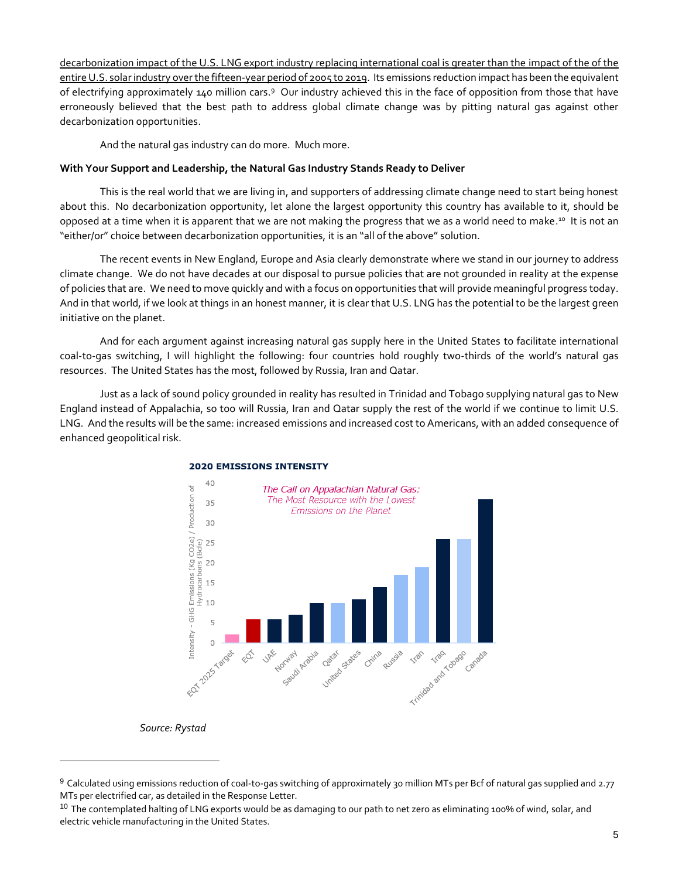decarbonization impact of the U.S. LNG export industry replacing international coal is greater than the impact of the of the entire U.S. solar industry over the fifteen-year period of 2005 to 2019. Its emissions reduction impact has been the equivalent of electrifying approximately 140 million cars.[9] Our industry achieved this in the face of opposition from those that have erroneously believed that the best path to address global climate change was by pitting natural gas against other decarbonization opportunities.

And the natural gas industry can do more. Much more.

**With Your Support and Leadership, the Natural Gas Industry Stands Ready to Deliver**

This is the real world that we are living in, and supporters of addressing climate change need to start being honest about this. No decarbonization opportunity, let alone the largest opportunity this country has available to it, should be opposed at a time when it is apparent that we are not making the progress that we as a world need to make.[10] It is not an "either/or" choice between decarbonization opportunities, it is an "all of the above" solution.

The recent events in New England, Europe and Asia clearly demonstrate where we stand in our journey to address climate change. We do not have decades at our disposal to pursue policies that are not grounded in reality at the expense of policies that are. We need to move quickly and with a focus on opportunities that will provide meaningful progress today. And in that world, if we look at things in an honest manner, it is clear that U.S. LNG has the potential to be the largest green initiative on the planet.

And for each argument against increasing natural gas supply here in the United States to facilitate international coal-to-gas switching, I will highlight the following: four countries hold roughly two-thirds of the world's natural gas resources. The United States has the most, followed by Russia, Iran and Qatar.

Just as a lack of sound policy grounded in reality has resulted in Trinidad and Tobago supplying natural gas to New England instead of Appalachia, so too will Russia, Iran and Qatar supply the rest of the world if we continue to limit U.S. LNG. And the results will be the same: increased emissions and increased cost to Americans, with an added consequence of enhanced geopolitical risk.

**2020 EMISSIONS INTENSITY**

*The Call on Appalachian Natural Gas: The Most Resource with the Lowest Emissions on the Planet*

*Source: Rystad*

---

[9] Calculated using emissions reduction of coal-to-gas switching of approximately 30 million MTs per Bcf of natural gas supplied and 2.77 MTs per electrified car, as detailed in the Response Letter.

[10] The contemplated halting of LNG exports would be as damaging to our path to net zero as eliminating 100% of wind, solar, and electric vehicle manufacturing in the United States.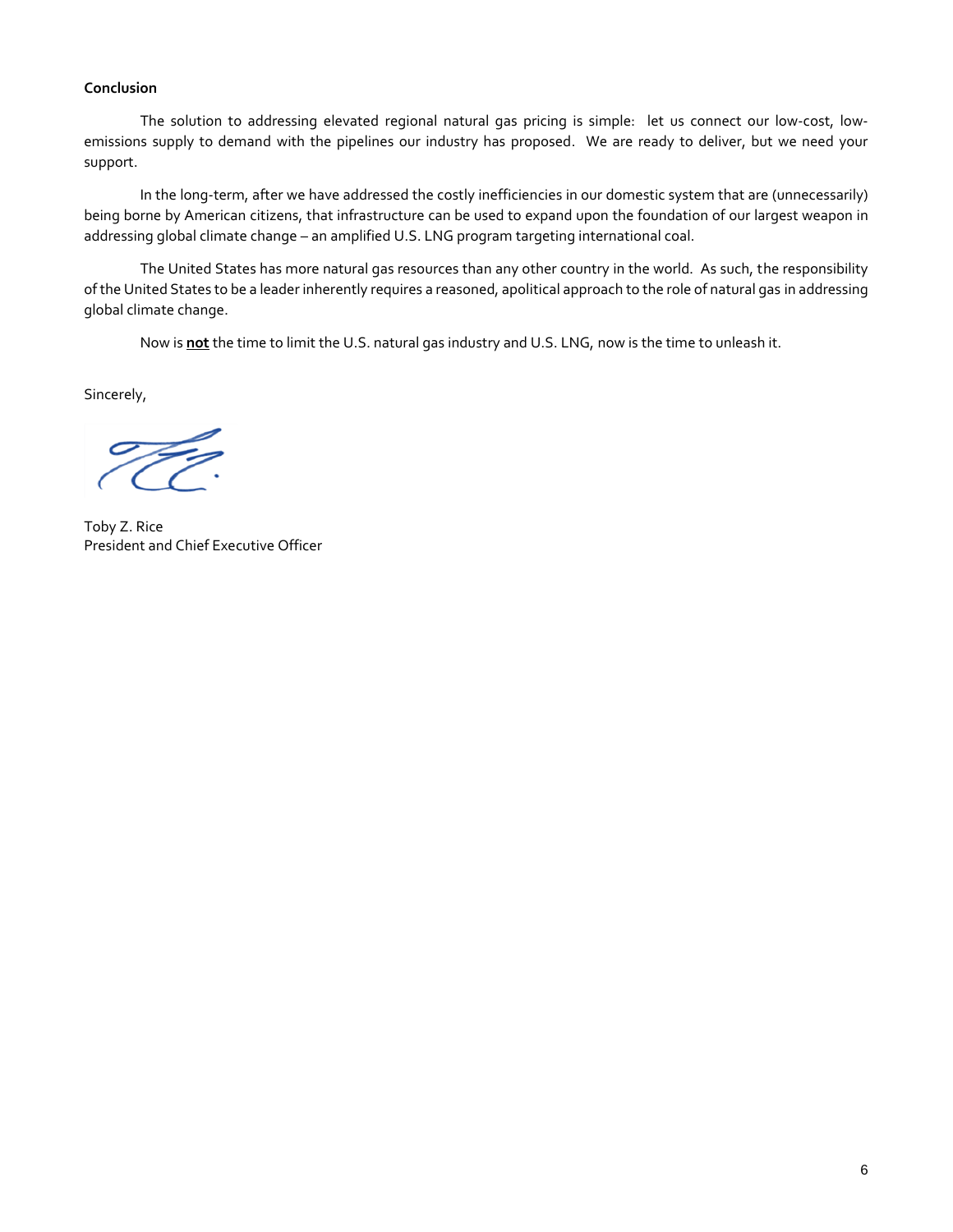**Conclusion**

The solution to addressing elevated regional natural gas pricing is simple: let us connect our low-cost, low-emissions supply to demand with the pipelines our industry has proposed. We are ready to deliver, but we need your support.

In the long-term, after we have addressed the costly inefficiencies in our domestic system that are (unnecessarily) being borne by American citizens, that infrastructure can be used to expand upon the foundation of our largest weapon in addressing global climate change – an amplified U.S. LNG program targeting international coal.

The United States has more natural gas resources than any other country in the world. As such, the responsibility of the United States to be a leader inherently requires a reasoned, apolitical approach to the role of natural gas in addressing global climate change.

Now is **not** the time to limit the U.S. natural gas industry and U.S. LNG, now is the time to unleash it.

Sincerely,

Toby Z. Rice
President and Chief Executive Officer